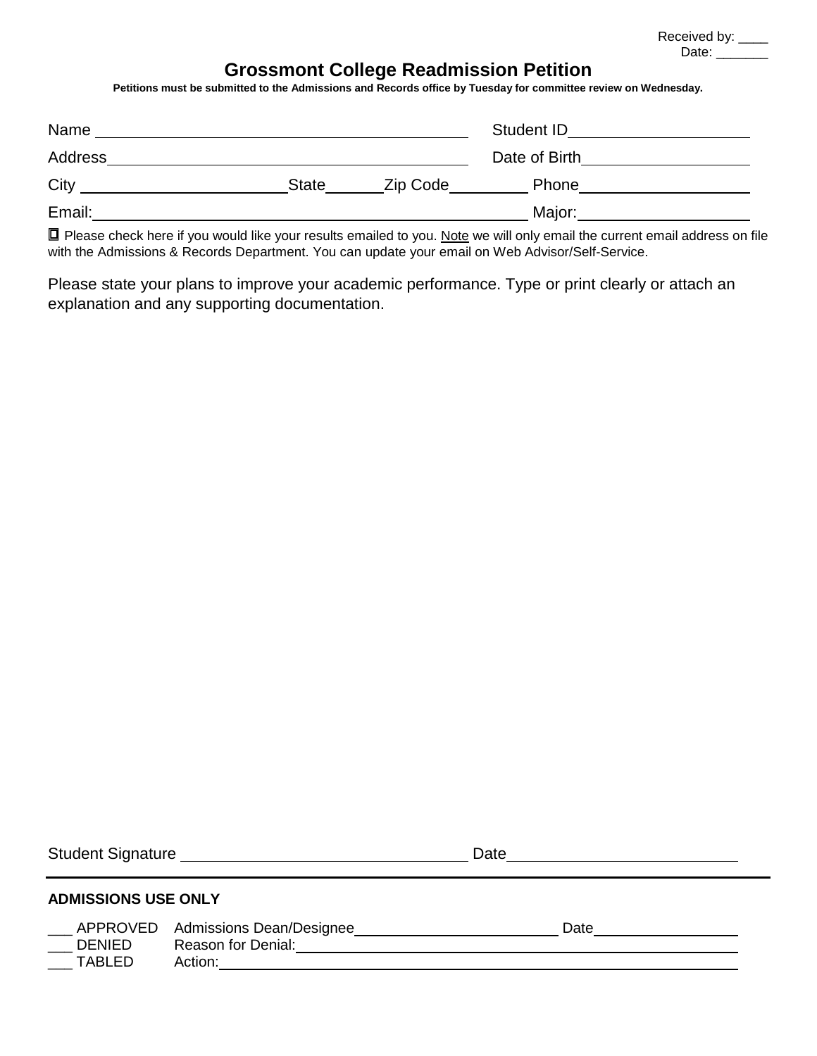Received by: ____
Date: _______

# Grossmont College Readmission Petition

**Petitions must be submitted to the Admissions and Records office by Tuesday for committee review on Wednesday.**

Name ______________________________ Student ID ____________________

Address ______________________________ Date of Birth ____________________

City ____________________ State ______ Zip Code ________ Phone ____________________

Email: ______________________________ Major: ____________________

☐ Please check here if you would like your results emailed to you. Note we will only email the current email address on file with the Admissions & Records Department. You can update your email on Web Advisor/Self-Service.

Please state your plans to improve your academic performance. Type or print clearly or attach an explanation and any supporting documentation.

Student Signature ______________________________ Date ____________________

---

**ADMISSIONS USE ONLY**

___ APPROVED Admissions Dean/Designee ____________________ Date ____________________
___ DENIED Reason for Denial: ______________________________
___ TABLED Action: ______________________________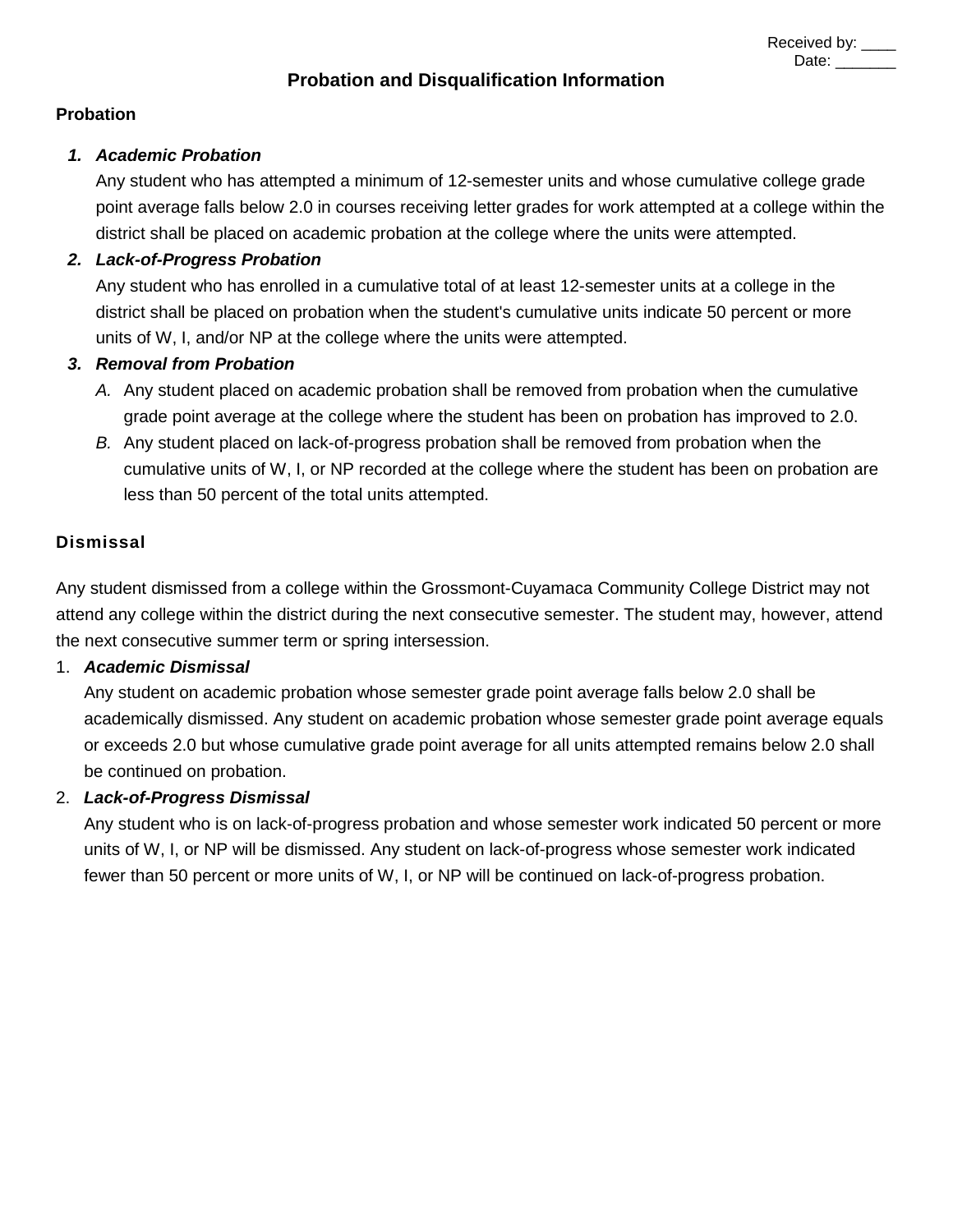Received by: ____
Date: _______

# Probation and Disqualification Information

## Probation

1. ***Academic Probation***
   Any student who has attempted a minimum of 12-semester units and whose cumulative college grade point average falls below 2.0 in courses receiving letter grades for work attempted at a college within the district shall be placed on academic probation at the college where the units were attempted.
2. ***Lack-of-Progress Probation***
   Any student who has enrolled in a cumulative total of at least 12-semester units at a college in the district shall be placed on probation when the student's cumulative units indicate 50 percent or more units of W, I, and/or NP at the college where the units were attempted.
3. ***Removal from Probation***
   *A.* Any student placed on academic probation shall be removed from probation when the cumulative grade point average at the college where the student has been on probation has improved to 2.0.
   *B.* Any student placed on lack-of-progress probation shall be removed from probation when the cumulative units of W, I, or NP recorded at the college where the student has been on probation are less than 50 percent of the total units attempted.

## Dismissal

Any student dismissed from a college within the Grossmont-Cuyamaca Community College District may not attend any college within the district during the next consecutive semester. The student may, however, attend the next consecutive summer term or spring intersession.

1. ***Academic Dismissal***
   Any student on academic probation whose semester grade point average falls below 2.0 shall be academically dismissed. Any student on academic probation whose semester grade point average equals or exceeds 2.0 but whose cumulative grade point average for all units attempted remains below 2.0 shall be continued on probation.
2. ***Lack-of-Progress Dismissal***
   Any student who is on lack-of-progress probation and whose semester work indicated 50 percent or more units of W, I, or NP will be dismissed. Any student on lack-of-progress whose semester work indicated fewer than 50 percent or more units of W, I, or NP will be continued on lack-of-progress probation.